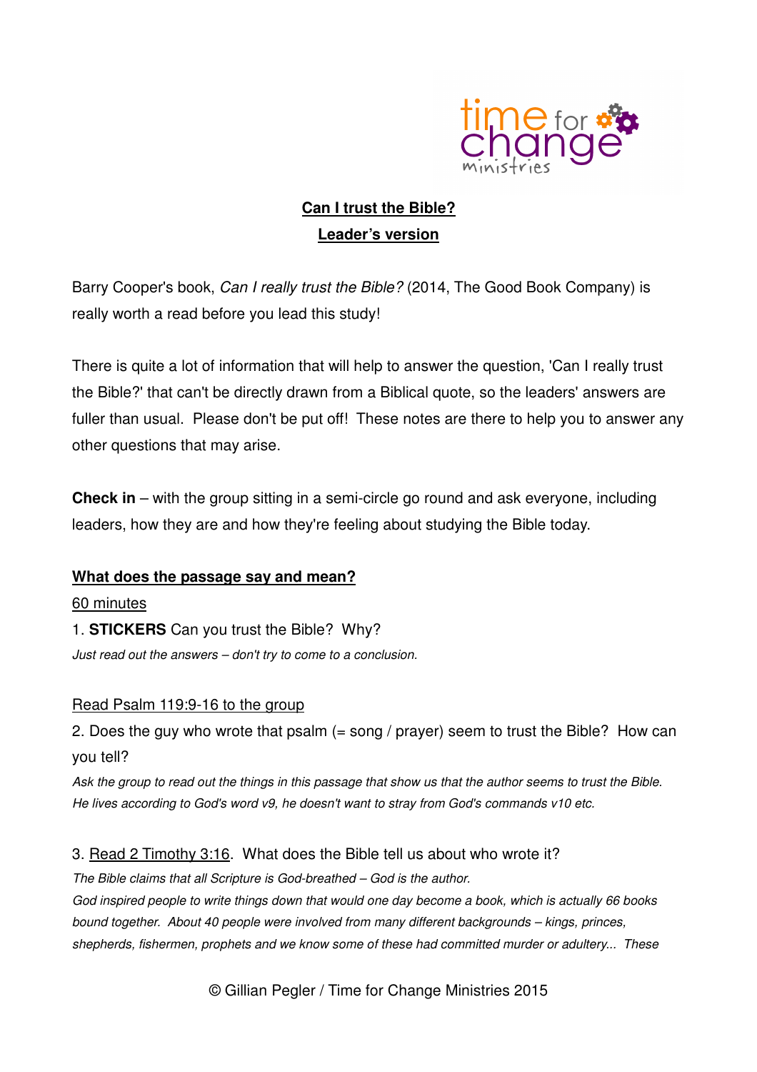# Can I trust the Bible?

## Leader's version

Barry Cooper's book, *Can I really trust the Bible?* (2014, The Good Book Company) is really worth a read before you lead this study!

There is quite a lot of information that will help to answer the question, 'Can I really trust the Bible?' that can't be directly drawn from a Biblical quote, so the leaders' answers are fuller than usual. Please don't be put off! These notes are there to help you to answer any other questions that may arise.

**Check in** – with the group sitting in a semi-circle go round and ask everyone, including leaders, how they are and how they're feeling about studying the Bible today.

### What does the passage say and mean?

60 minutes

1. **STICKERS** Can you trust the Bible? Why?

*Just read out the answers – don't try to come to a conclusion.*

Read Psalm 119:9-16 to the group

2. Does the guy who wrote that psalm (= song / prayer) seem to trust the Bible? How can you tell?

*Ask the group to read out the things in this passage that show us that the author seems to trust the Bible. He lives according to God's word v9, he doesn't want to stray from God's commands v10 etc.*

3. Read 2 Timothy 3:16. What does the Bible tell us about who wrote it?

*The Bible claims that all Scripture is God-breathed – God is the author.*
*God inspired people to write things down that would one day become a book, which is actually 66 books bound together. About 40 people were involved from many different backgrounds – kings, princes, shepherds, fishermen, prophets and we know some of these had committed murder or adultery... These*

© Gillian Pegler / Time for Change Ministries 2015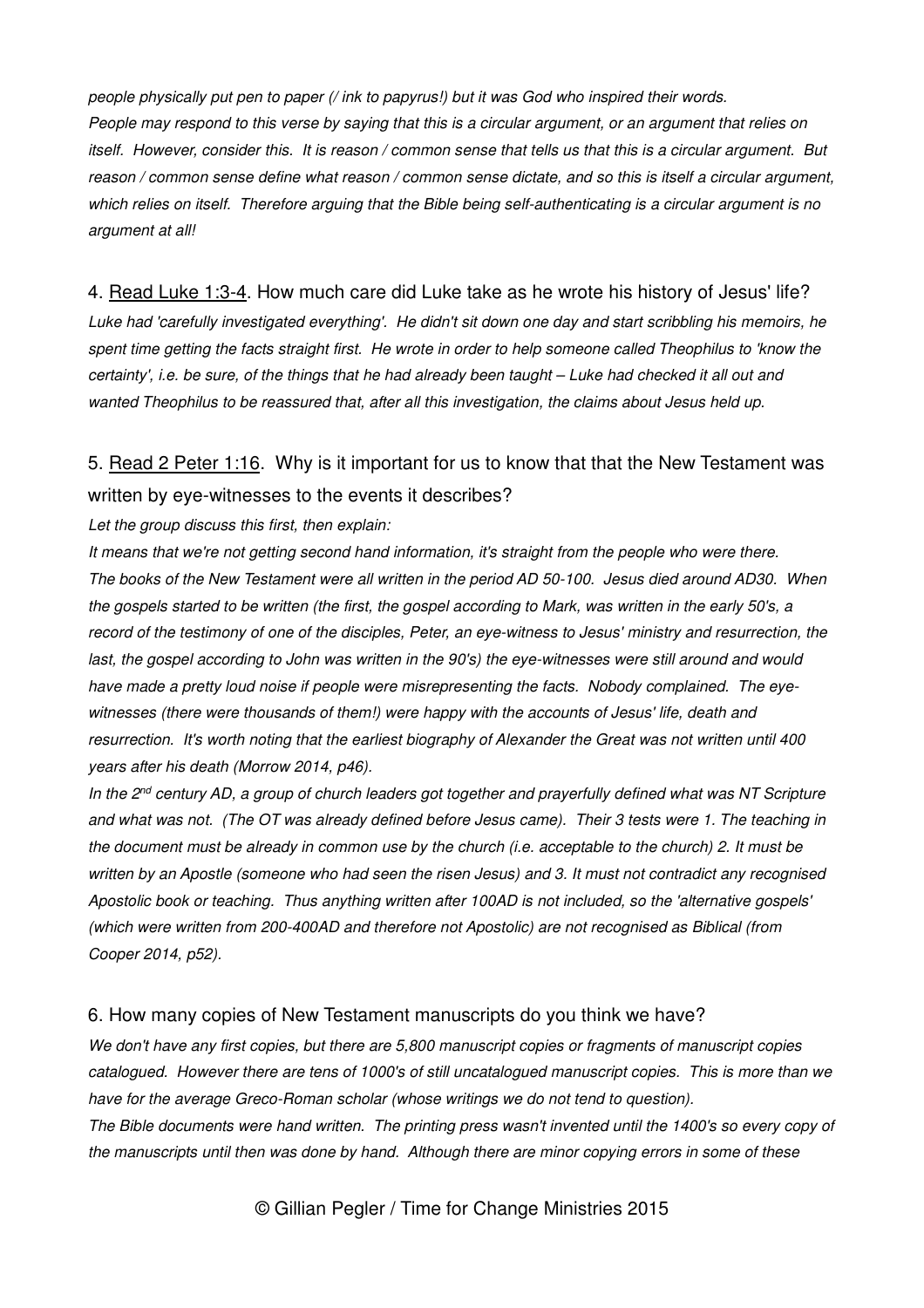*people physically put pen to paper (/ ink to papyrus!) but it was God who inspired their words.*
*People may respond to this verse by saying that this is a circular argument, or an argument that relies on itself. However, consider this. It is reason / common sense that tells us that this is a circular argument. But reason / common sense define what reason / common sense dictate, and so this is itself a circular argument, which relies on itself. Therefore arguing that the Bible being self-authenticating is a circular argument is no argument at all!*

4. <u>Read Luke 1:3-4</u>. How much care did Luke take as he wrote his history of Jesus' life?
*Luke had 'carefully investigated everything'. He didn't sit down one day and start scribbling his memoirs, he spent time getting the facts straight first. He wrote in order to help someone called Theophilus to 'know the certainty', i.e. be sure, of the things that he had already been taught – Luke had checked it all out and wanted Theophilus to be reassured that, after all this investigation, the claims about Jesus held up.*

5. <u>Read 2 Peter 1:16</u>. Why is it important for us to know that that the New Testament was written by eye-witnesses to the events it describes?
*Let the group discuss this first, then explain:*
*It means that we're not getting second hand information, it's straight from the people who were there. The books of the New Testament were all written in the period AD 50-100. Jesus died around AD30. When the gospels started to be written (the first, the gospel according to Mark, was written in the early 50's, a record of the testimony of one of the disciples, Peter, an eye-witness to Jesus' ministry and resurrection, the last, the gospel according to John was written in the 90's) the eye-witnesses were still around and would have made a pretty loud noise if people were misrepresenting the facts. Nobody complained. The eye-witnesses (there were thousands of them!) were happy with the accounts of Jesus' life, death and resurrection. It's worth noting that the earliest biography of Alexander the Great was not written until 400 years after his death (Morrow 2014, p46).*
*In the 2nd century AD, a group of church leaders got together and prayerfully defined what was NT Scripture and what was not. (The OT was already defined before Jesus came). Their 3 tests were 1. The teaching in the document must be already in common use by the church (i.e. acceptable to the church) 2. It must be written by an Apostle (someone who had seen the risen Jesus) and 3. It must not contradict any recognised Apostolic book or teaching. Thus anything written after 100AD is not included, so the 'alternative gospels' (which were written from 200-400AD and therefore not Apostolic) are not recognised as Biblical (from Cooper 2014, p52).*

6. How many copies of New Testament manuscripts do you think we have?
*We don't have any first copies, but there are 5,800 manuscript copies or fragments of manuscript copies catalogued. However there are tens of 1000's of still uncatalogued manuscript copies. This is more than we have for the average Greco-Roman scholar (whose writings we do not tend to question).*
*The Bible documents were hand written. The printing press wasn't invented until the 1400's so every copy of the manuscripts until then was done by hand. Although there are minor copying errors in some of these*

© Gillian Pegler / Time for Change Ministries 2015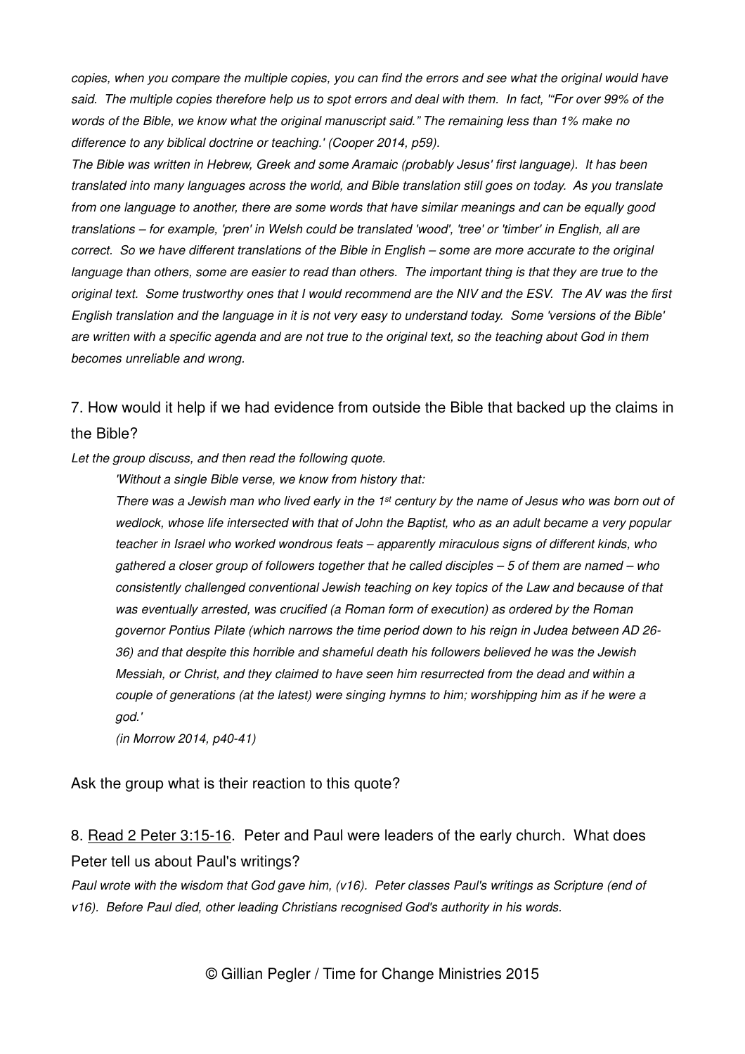*copies, when you compare the multiple copies, you can find the errors and see what the original would have said. The multiple copies therefore help us to spot errors and deal with them. In fact, '"For over 99% of the words of the Bible, we know what the original manuscript said." The remaining less than 1% make no difference to any biblical doctrine or teaching.' (Cooper 2014, p59).*

*The Bible was written in Hebrew, Greek and some Aramaic (probably Jesus' first language). It has been translated into many languages across the world, and Bible translation still goes on today. As you translate from one language to another, there are some words that have similar meanings and can be equally good translations – for example, 'pren' in Welsh could be translated 'wood', 'tree' or 'timber' in English, all are correct. So we have different translations of the Bible in English – some are more accurate to the original language than others, some are easier to read than others. The important thing is that they are true to the original text. Some trustworthy ones that I would recommend are the NIV and the ESV. The AV was the first English translation and the language in it is not very easy to understand today. Some 'versions of the Bible' are written with a specific agenda and are not true to the original text, so the teaching about God in them becomes unreliable and wrong.*

7. How would it help if we had evidence from outside the Bible that backed up the claims in the Bible?

*Let the group discuss, and then read the following quote.*

> *'Without a single Bible verse, we know from history that:*
>
> *There was a Jewish man who lived early in the 1st century by the name of Jesus who was born out of wedlock, whose life intersected with that of John the Baptist, who as an adult became a very popular teacher in Israel who worked wondrous feats – apparently miraculous signs of different kinds, who gathered a closer group of followers together that he called disciples – 5 of them are named – who consistently challenged conventional Jewish teaching on key topics of the Law and because of that was eventually arrested, was crucified (a Roman form of execution) as ordered by the Roman governor Pontius Pilate (which narrows the time period down to his reign in Judea between AD 26-36) and that despite this horrible and shameful death his followers believed he was the Jewish Messiah, or Christ, and they claimed to have seen him resurrected from the dead and within a couple of generations (at the latest) were singing hymns to him; worshipping him as if he were a god.'*
>
> *(in Morrow 2014, p40-41)*

Ask the group what is their reaction to this quote?

8. Read 2 Peter 3:15-16. Peter and Paul were leaders of the early church. What does Peter tell us about Paul's writings?

*Paul wrote with the wisdom that God gave him, (v16). Peter classes Paul's writings as Scripture (end of v16). Before Paul died, other leading Christians recognised God's authority in his words.*

© Gillian Pegler / Time for Change Ministries 2015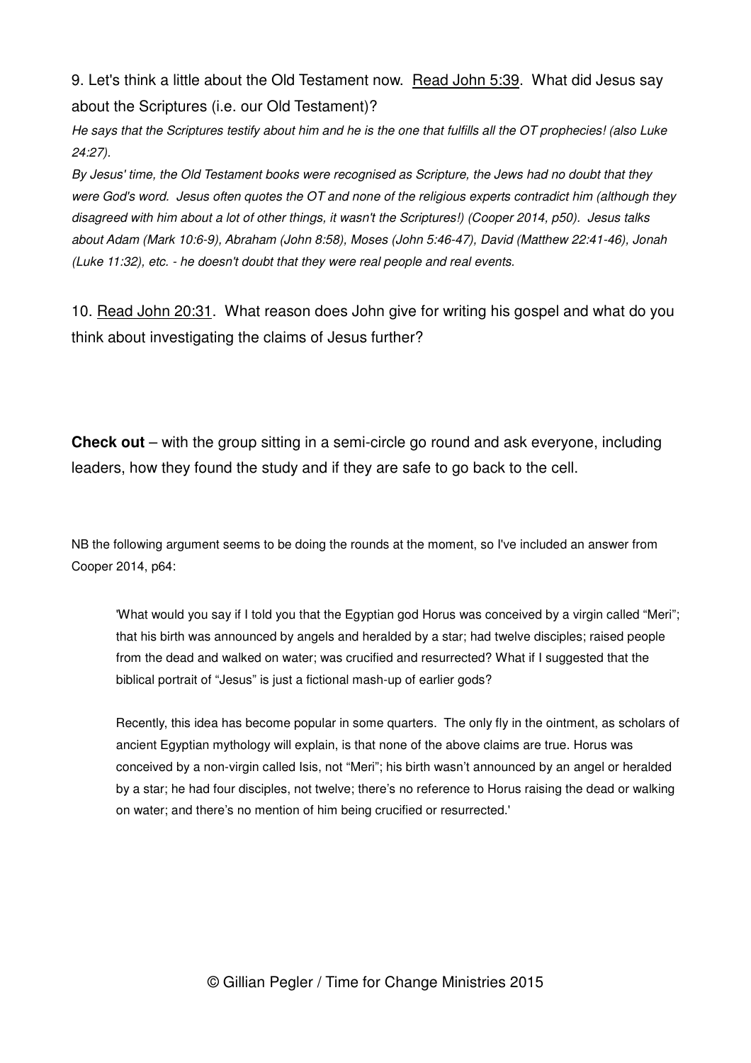9. Let's think a little about the Old Testament now. <u>Read John 5:39</u>. What did Jesus say about the Scriptures (i.e. our Old Testament)?

*He says that the Scriptures testify about him and he is the one that fulfills all the OT prophecies! (also Luke 24:27).*

*By Jesus' time, the Old Testament books were recognised as Scripture, the Jews had no doubt that they were God's word. Jesus often quotes the OT and none of the religious experts contradict him (although they disagreed with him about a lot of other things, it wasn't the Scriptures!) (Cooper 2014, p50). Jesus talks about Adam (Mark 10:6-9), Abraham (John 8:58), Moses (John 5:46-47), David (Matthew 22:41-46), Jonah (Luke 11:32), etc. - he doesn't doubt that they were real people and real events.*

10. <u>Read John 20:31</u>. What reason does John give for writing his gospel and what do you think about investigating the claims of Jesus further?

**Check out** – with the group sitting in a semi-circle go round and ask everyone, including leaders, how they found the study and if they are safe to go back to the cell.

NB the following argument seems to be doing the rounds at the moment, so I've included an answer from Cooper 2014, p64:

> 'What would you say if I told you that the Egyptian god Horus was conceived by a virgin called "Meri"; that his birth was announced by angels and heralded by a star; had twelve disciples; raised people from the dead and walked on water; was crucified and resurrected? What if I suggested that the biblical portrait of "Jesus" is just a fictional mash-up of earlier gods?
>
> Recently, this idea has become popular in some quarters. The only fly in the ointment, as scholars of ancient Egyptian mythology will explain, is that none of the above claims are true. Horus was conceived by a non-virgin called Isis, not "Meri"; his birth wasn't announced by an angel or heralded by a star; he had four disciples, not twelve; there's no reference to Horus raising the dead or walking on water; and there's no mention of him being crucified or resurrected.'

© Gillian Pegler / Time for Change Ministries 2015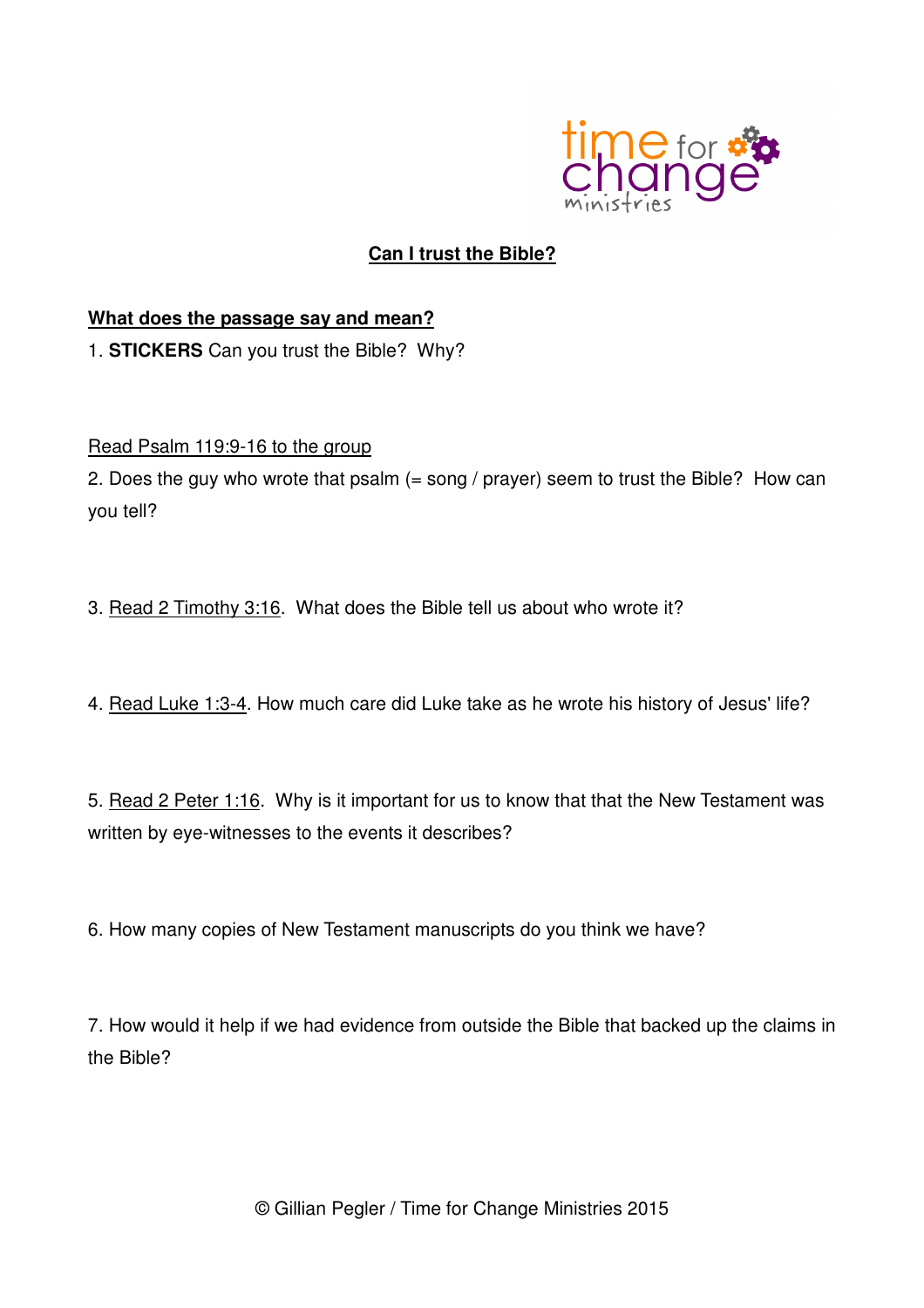# Can I trust the Bible?

## What does the passage say and mean?

1. **STICKERS** Can you trust the Bible? Why?

Read Psalm 119:9-16 to the group

2. Does the guy who wrote that psalm (= song / prayer) seem to trust the Bible? How can you tell?

3. Read 2 Timothy 3:16. What does the Bible tell us about who wrote it?

4. Read Luke 1:3-4. How much care did Luke take as he wrote his history of Jesus' life?

5. Read 2 Peter 1:16. Why is it important for us to know that that the New Testament was written by eye-witnesses to the events it describes?

6. How many copies of New Testament manuscripts do you think we have?

7. How would it help if we had evidence from outside the Bible that backed up the claims in the Bible?

© Gillian Pegler / Time for Change Ministries 2015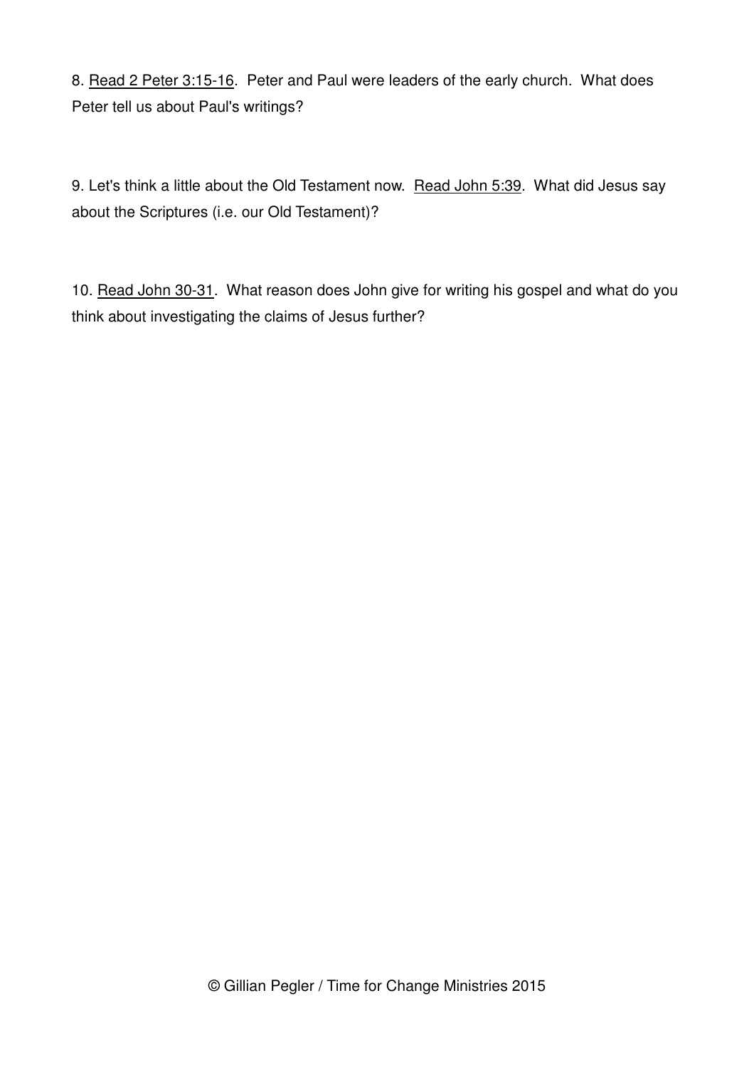8. <u>Read 2 Peter 3:15-16</u>. Peter and Paul were leaders of the early church. What does Peter tell us about Paul's writings?

9. Let's think a little about the Old Testament now. <u>Read John 5:39</u>. What did Jesus say about the Scriptures (i.e. our Old Testament)?

10. <u>Read John 30-31</u>. What reason does John give for writing his gospel and what do you think about investigating the claims of Jesus further?

© Gillian Pegler / Time for Change Ministries 2015